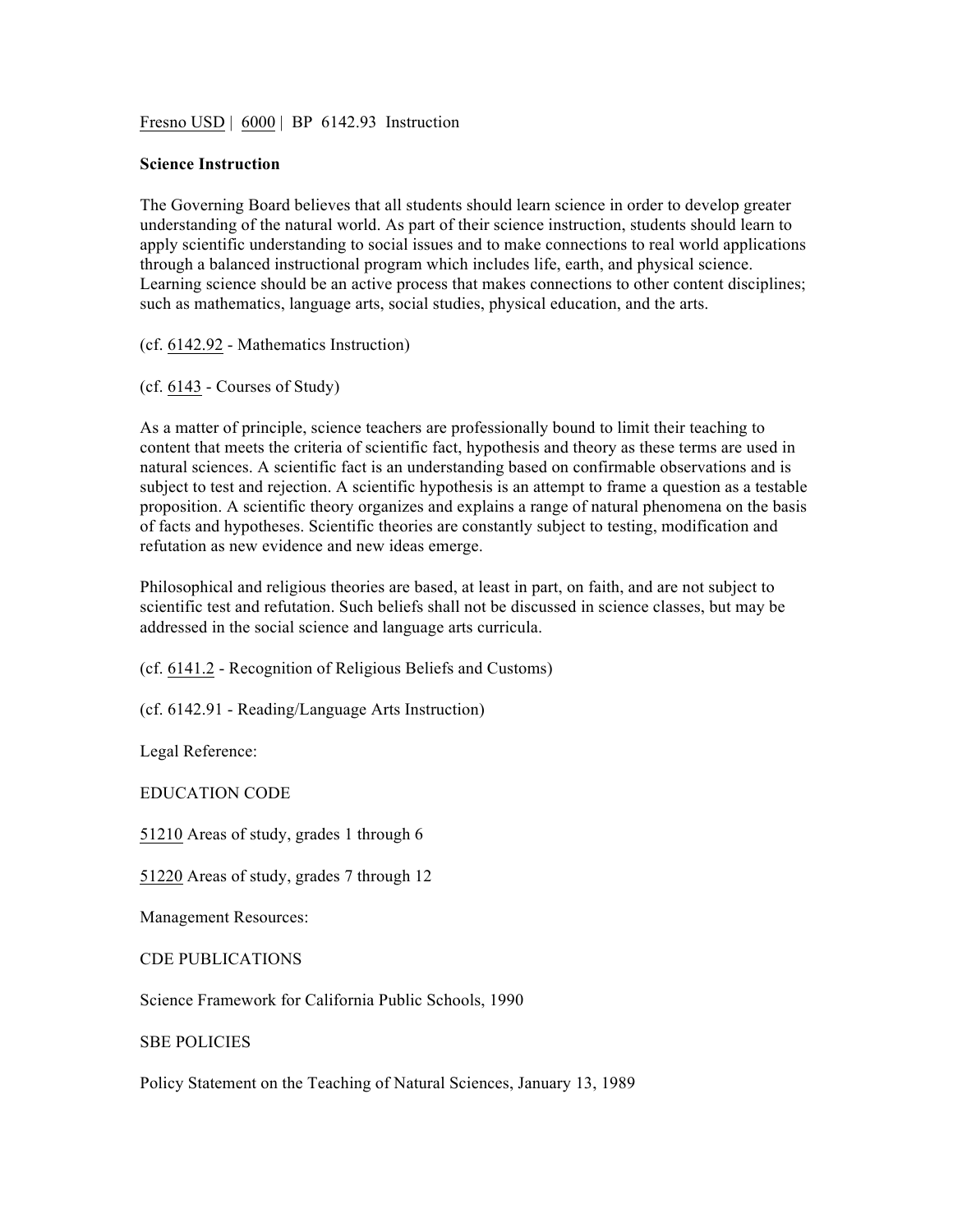Fresno USD | 6000 | BP 6142.93 Instruction

**Science Instruction**

The Governing Board believes that all students should learn science in order to develop greater understanding of the natural world. As part of their science instruction, students should learn to apply scientific understanding to social issues and to make connections to real world applications through a balanced instructional program which includes life, earth, and physical science. Learning science should be an active process that makes connections to other content disciplines; such as mathematics, language arts, social studies, physical education, and the arts.

(cf. 6142.92 - Mathematics Instruction)

(cf. 6143 - Courses of Study)

As a matter of principle, science teachers are professionally bound to limit their teaching to content that meets the criteria of scientific fact, hypothesis and theory as these terms are used in natural sciences. A scientific fact is an understanding based on confirmable observations and is subject to test and rejection. A scientific hypothesis is an attempt to frame a question as a testable proposition. A scientific theory organizes and explains a range of natural phenomena on the basis of facts and hypotheses. Scientific theories are constantly subject to testing, modification and refutation as new evidence and new ideas emerge.

Philosophical and religious theories are based, at least in part, on faith, and are not subject to scientific test and refutation. Such beliefs shall not be discussed in science classes, but may be addressed in the social science and language arts curricula.

(cf. 6141.2 - Recognition of Religious Beliefs and Customs)

(cf. 6142.91 - Reading/Language Arts Instruction)

Legal Reference:

EDUCATION CODE

51210 Areas of study, grades 1 through 6

51220 Areas of study, grades 7 through 12

Management Resources:

CDE PUBLICATIONS

Science Framework for California Public Schools, 1990

SBE POLICIES

Policy Statement on the Teaching of Natural Sciences, January 13, 1989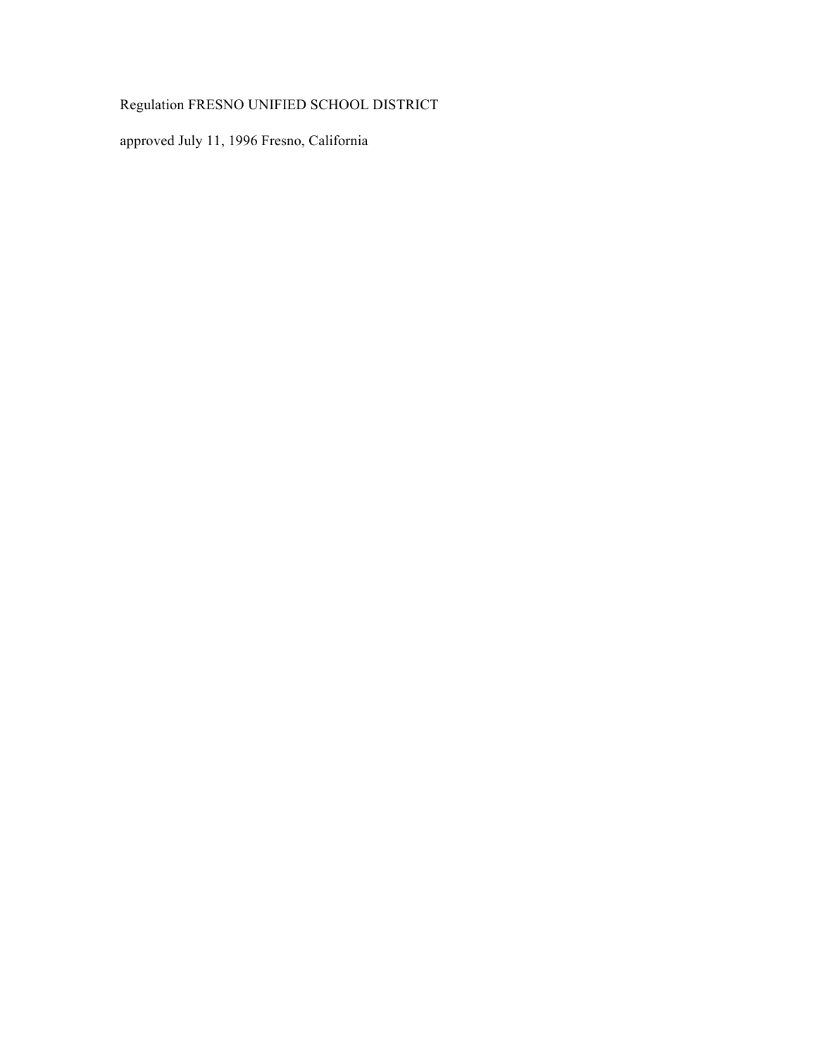Regulation FRESNO UNIFIED SCHOOL DISTRICT

approved July 11, 1996 Fresno, California